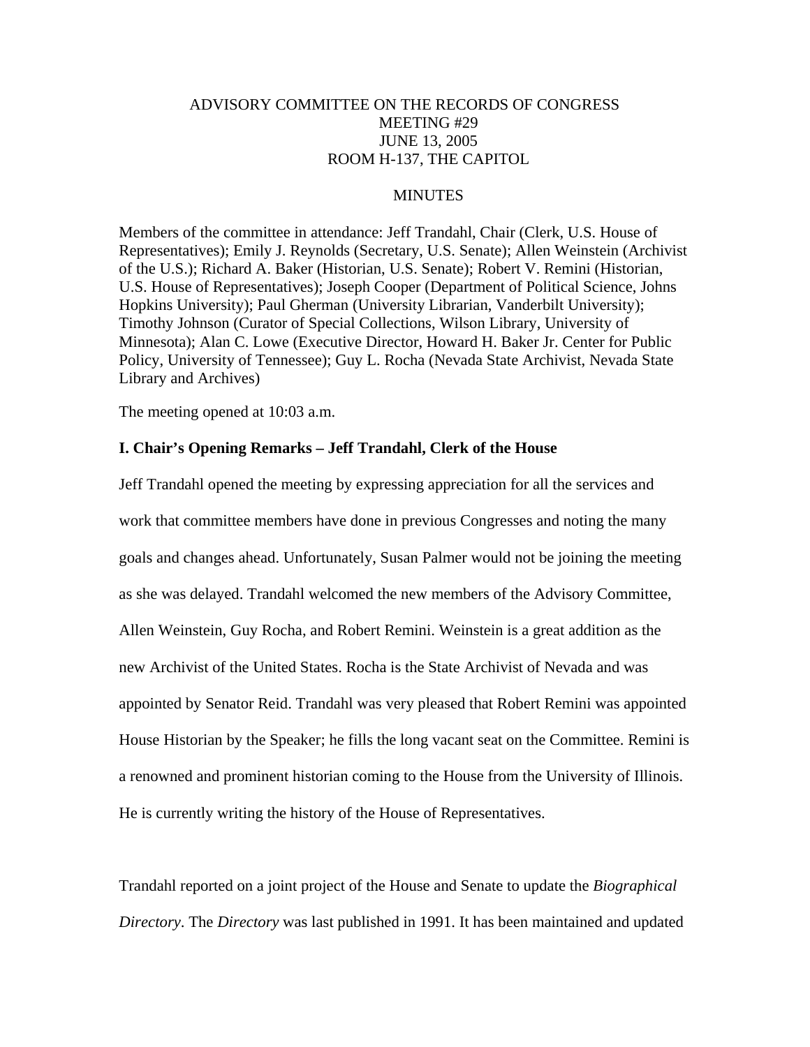# ADVISORY COMMITTEE ON THE RECORDS OF CONGRESS
## MEETING #29
## JUNE 13, 2005
## ROOM H-137, THE CAPITOL

## MINUTES

Members of the committee in attendance: Jeff Trandahl, Chair (Clerk, U.S. House of Representatives); Emily J. Reynolds (Secretary, U.S. Senate); Allen Weinstein (Archivist of the U.S.); Richard A. Baker (Historian, U.S. Senate); Robert V. Remini (Historian, U.S. House of Representatives); Joseph Cooper (Department of Political Science, Johns Hopkins University); Paul Gherman (University Librarian, Vanderbilt University); Timothy Johnson (Curator of Special Collections, Wilson Library, University of Minnesota); Alan C. Lowe (Executive Director, Howard H. Baker Jr. Center for Public Policy, University of Tennessee); Guy L. Rocha (Nevada State Archivist, Nevada State Library and Archives)

The meeting opened at 10:03 a.m.

### I. Chair's Opening Remarks – Jeff Trandahl, Clerk of the House

Jeff Trandahl opened the meeting by expressing appreciation for all the services and work that committee members have done in previous Congresses and noting the many goals and changes ahead. Unfortunately, Susan Palmer would not be joining the meeting as she was delayed. Trandahl welcomed the new members of the Advisory Committee, Allen Weinstein, Guy Rocha, and Robert Remini. Weinstein is a great addition as the new Archivist of the United States. Rocha is the State Archivist of Nevada and was appointed by Senator Reid. Trandahl was very pleased that Robert Remini was appointed House Historian by the Speaker; he fills the long vacant seat on the Committee. Remini is a renowned and prominent historian coming to the House from the University of Illinois. He is currently writing the history of the House of Representatives.

Trandahl reported on a joint project of the House and Senate to update the *Biographical Directory*. The *Directory* was last published in 1991. It has been maintained and updated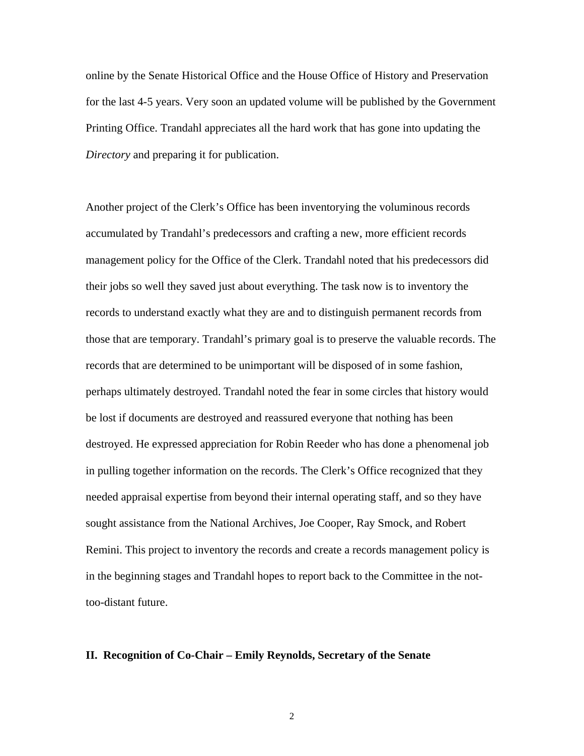online by the Senate Historical Office and the House Office of History and Preservation for the last 4-5 years. Very soon an updated volume will be published by the Government Printing Office. Trandahl appreciates all the hard work that has gone into updating the *Directory* and preparing it for publication.

Another project of the Clerk's Office has been inventorying the voluminous records accumulated by Trandahl's predecessors and crafting a new, more efficient records management policy for the Office of the Clerk. Trandahl noted that his predecessors did their jobs so well they saved just about everything. The task now is to inventory the records to understand exactly what they are and to distinguish permanent records from those that are temporary. Trandahl's primary goal is to preserve the valuable records. The records that are determined to be unimportant will be disposed of in some fashion, perhaps ultimately destroyed. Trandahl noted the fear in some circles that history would be lost if documents are destroyed and reassured everyone that nothing has been destroyed. He expressed appreciation for Robin Reeder who has done a phenomenal job in pulling together information on the records. The Clerk's Office recognized that they needed appraisal expertise from beyond their internal operating staff, and so they have sought assistance from the National Archives, Joe Cooper, Ray Smock, and Robert Remini. This project to inventory the records and create a records management policy is in the beginning stages and Trandahl hopes to report back to the Committee in the not-too-distant future.

## II. Recognition of Co-Chair – Emily Reynolds, Secretary of the Senate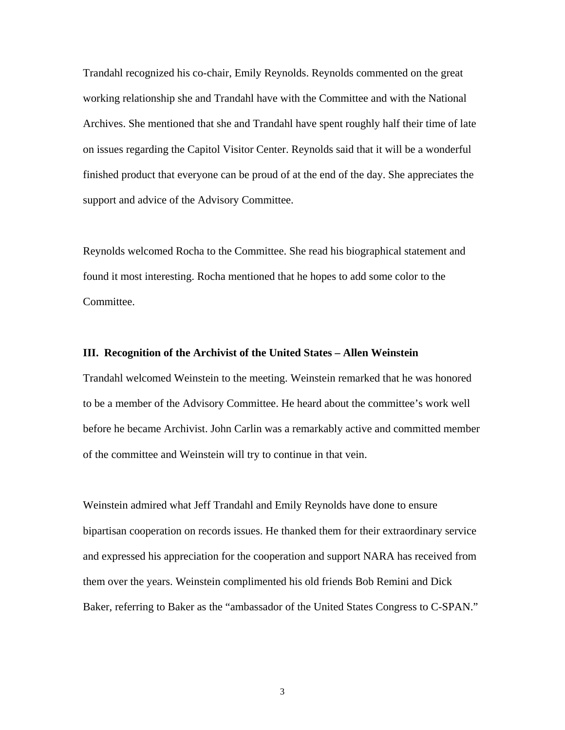Trandahl recognized his co-chair, Emily Reynolds. Reynolds commented on the great working relationship she and Trandahl have with the Committee and with the National Archives. She mentioned that she and Trandahl have spent roughly half their time of late on issues regarding the Capitol Visitor Center. Reynolds said that it will be a wonderful finished product that everyone can be proud of at the end of the day. She appreciates the support and advice of the Advisory Committee.

Reynolds welcomed Rocha to the Committee. She read his biographical statement and found it most interesting. Rocha mentioned that he hopes to add some color to the Committee.

**III. Recognition of the Archivist of the United States – Allen Weinstein**

Trandahl welcomed Weinstein to the meeting. Weinstein remarked that he was honored to be a member of the Advisory Committee. He heard about the committee's work well before he became Archivist. John Carlin was a remarkably active and committed member of the committee and Weinstein will try to continue in that vein.

Weinstein admired what Jeff Trandahl and Emily Reynolds have done to ensure bipartisan cooperation on records issues. He thanked them for their extraordinary service and expressed his appreciation for the cooperation and support NARA has received from them over the years. Weinstein complimented his old friends Bob Remini and Dick Baker, referring to Baker as the "ambassador of the United States Congress to C-SPAN."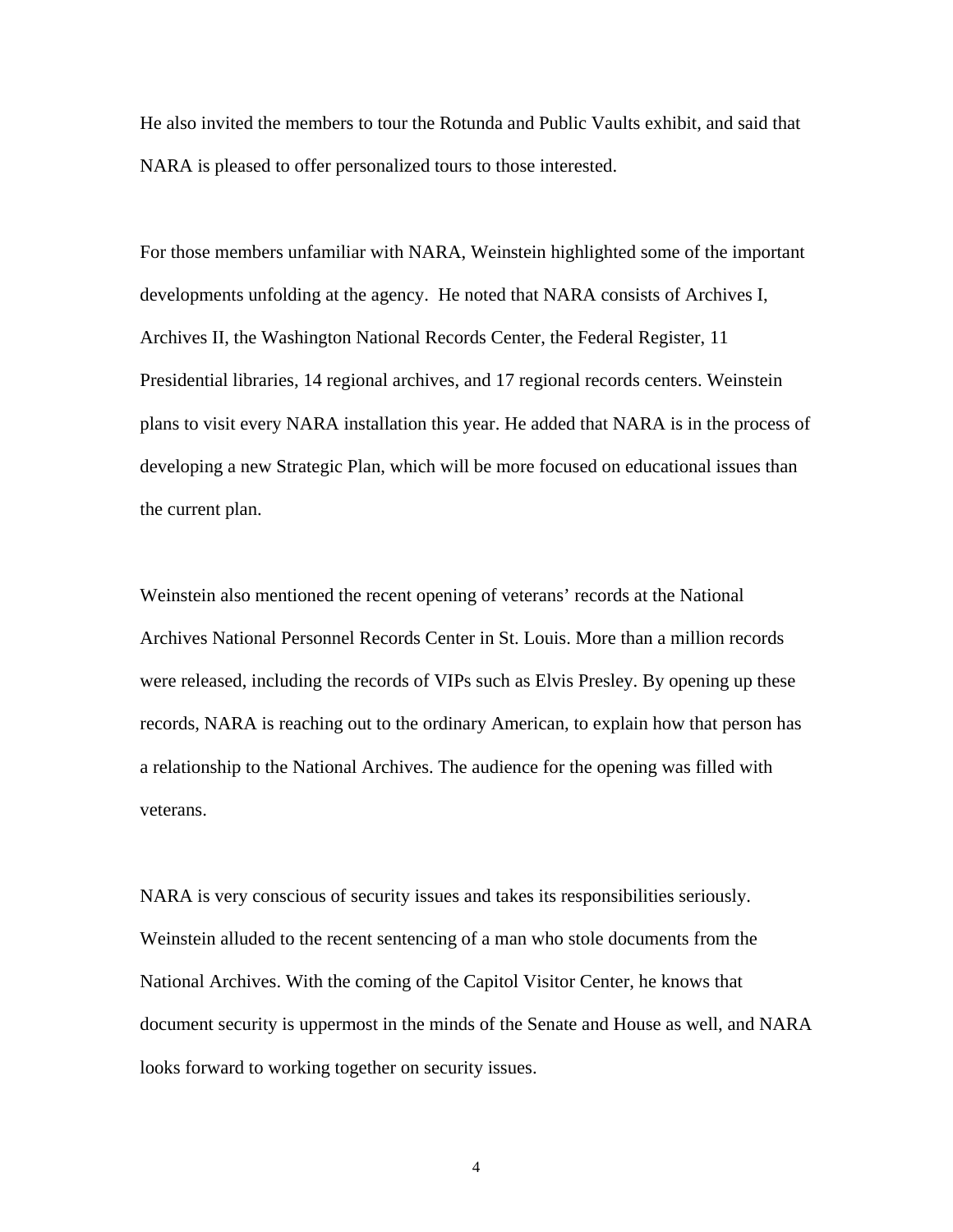He also invited the members to tour the Rotunda and Public Vaults exhibit, and said that NARA is pleased to offer personalized tours to those interested.

For those members unfamiliar with NARA, Weinstein highlighted some of the important developments unfolding at the agency. He noted that NARA consists of Archives I, Archives II, the Washington National Records Center, the Federal Register, 11 Presidential libraries, 14 regional archives, and 17 regional records centers. Weinstein plans to visit every NARA installation this year. He added that NARA is in the process of developing a new Strategic Plan, which will be more focused on educational issues than the current plan.

Weinstein also mentioned the recent opening of veterans' records at the National Archives National Personnel Records Center in St. Louis. More than a million records were released, including the records of VIPs such as Elvis Presley. By opening up these records, NARA is reaching out to the ordinary American, to explain how that person has a relationship to the National Archives. The audience for the opening was filled with veterans.

NARA is very conscious of security issues and takes its responsibilities seriously. Weinstein alluded to the recent sentencing of a man who stole documents from the National Archives. With the coming of the Capitol Visitor Center, he knows that document security is uppermost in the minds of the Senate and House as well, and NARA looks forward to working together on security issues.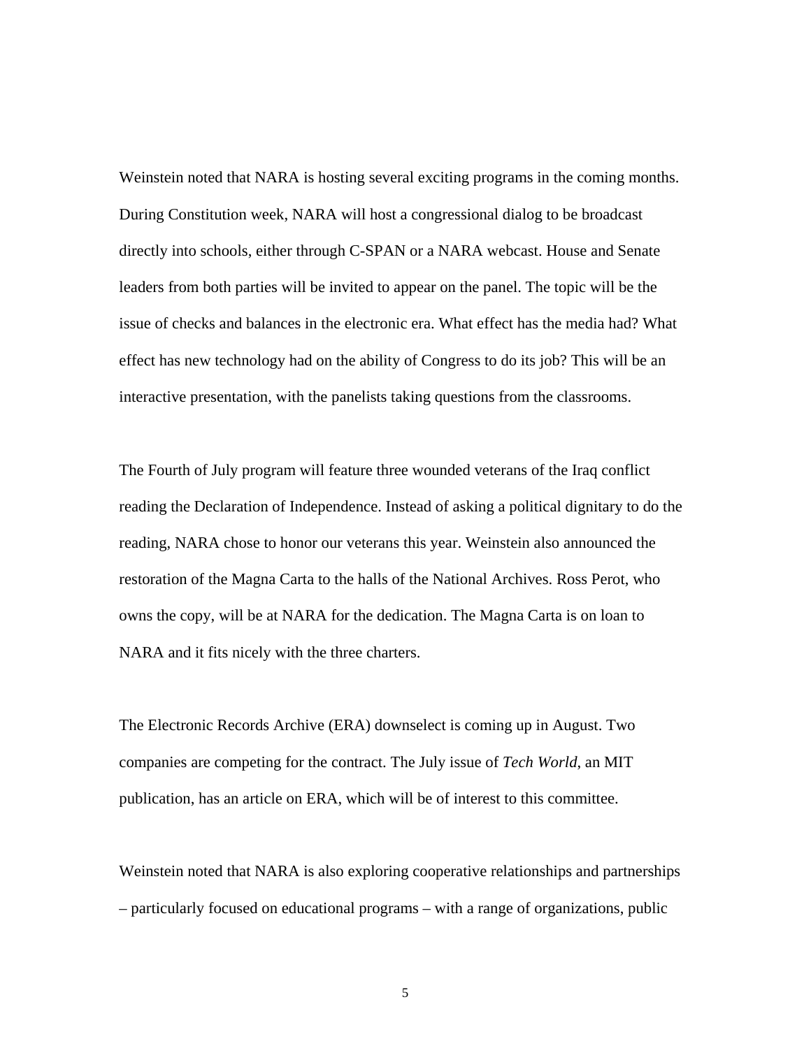Weinstein noted that NARA is hosting several exciting programs in the coming months. During Constitution week, NARA will host a congressional dialog to be broadcast directly into schools, either through C-SPAN or a NARA webcast. House and Senate leaders from both parties will be invited to appear on the panel. The topic will be the issue of checks and balances in the electronic era. What effect has the media had? What effect has new technology had on the ability of Congress to do its job? This will be an interactive presentation, with the panelists taking questions from the classrooms.

The Fourth of July program will feature three wounded veterans of the Iraq conflict reading the Declaration of Independence. Instead of asking a political dignitary to do the reading, NARA chose to honor our veterans this year. Weinstein also announced the restoration of the Magna Carta to the halls of the National Archives. Ross Perot, who owns the copy, will be at NARA for the dedication. The Magna Carta is on loan to NARA and it fits nicely with the three charters.

The Electronic Records Archive (ERA) downselect is coming up in August. Two companies are competing for the contract. The July issue of *Tech World*, an MIT publication, has an article on ERA, which will be of interest to this committee.

Weinstein noted that NARA is also exploring cooperative relationships and partnerships – particularly focused on educational programs – with a range of organizations, public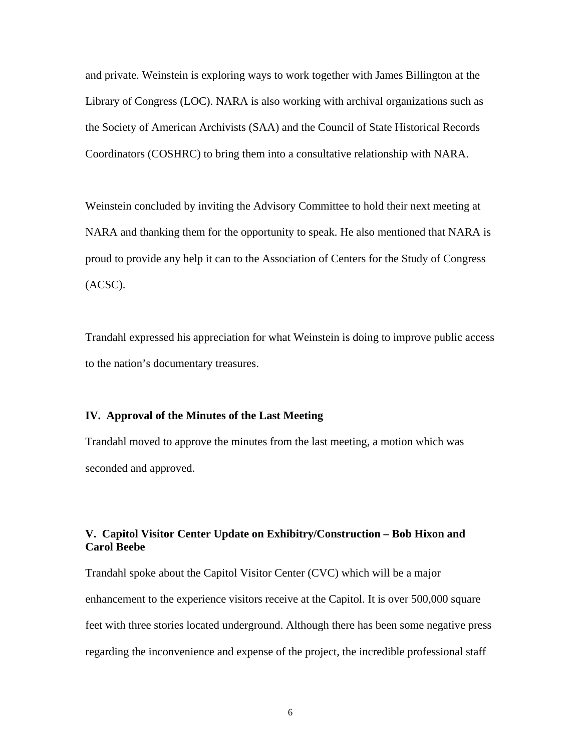and private. Weinstein is exploring ways to work together with James Billington at the Library of Congress (LOC). NARA is also working with archival organizations such as the Society of American Archivists (SAA) and the Council of State Historical Records Coordinators (COSHRC) to bring them into a consultative relationship with NARA.

Weinstein concluded by inviting the Advisory Committee to hold their next meeting at NARA and thanking them for the opportunity to speak. He also mentioned that NARA is proud to provide any help it can to the Association of Centers for the Study of Congress (ACSC).

Trandahl expressed his appreciation for what Weinstein is doing to improve public access to the nation's documentary treasures.

**IV. Approval of the Minutes of the Last Meeting**

Trandahl moved to approve the minutes from the last meeting, a motion which was seconded and approved.

**V. Capitol Visitor Center Update on Exhibitry/Construction – Bob Hixon and Carol Beebe**

Trandahl spoke about the Capitol Visitor Center (CVC) which will be a major enhancement to the experience visitors receive at the Capitol. It is over 500,000 square feet with three stories located underground. Although there has been some negative press regarding the inconvenience and expense of the project, the incredible professional staff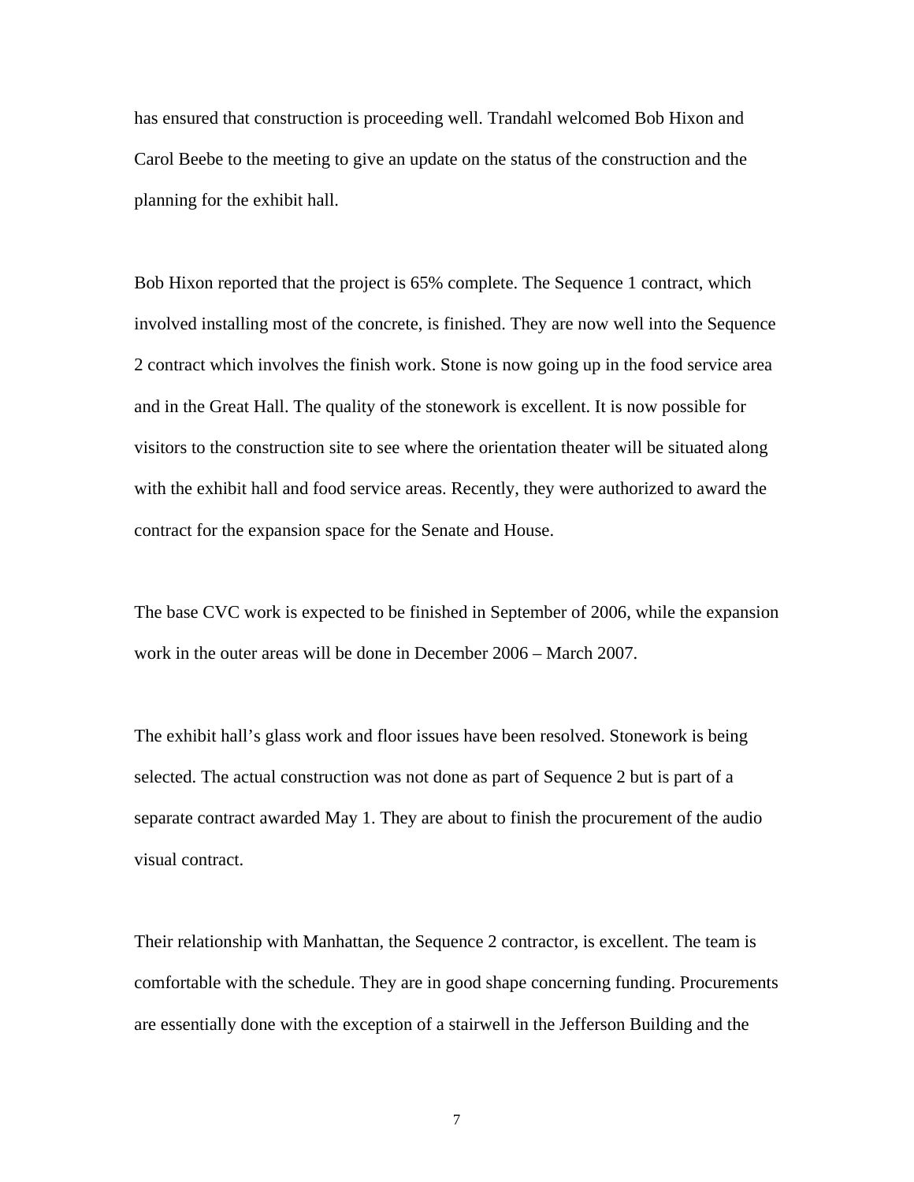has ensured that construction is proceeding well. Trandahl welcomed Bob Hixon and Carol Beebe to the meeting to give an update on the status of the construction and the planning for the exhibit hall.

Bob Hixon reported that the project is 65% complete. The Sequence 1 contract, which involved installing most of the concrete, is finished. They are now well into the Sequence 2 contract which involves the finish work. Stone is now going up in the food service area and in the Great Hall. The quality of the stonework is excellent. It is now possible for visitors to the construction site to see where the orientation theater will be situated along with the exhibit hall and food service areas. Recently, they were authorized to award the contract for the expansion space for the Senate and House.

The base CVC work is expected to be finished in September of 2006, while the expansion work in the outer areas will be done in December 2006 – March 2007.

The exhibit hall's glass work and floor issues have been resolved. Stonework is being selected. The actual construction was not done as part of Sequence 2 but is part of a separate contract awarded May 1. They are about to finish the procurement of the audio visual contract.

Their relationship with Manhattan, the Sequence 2 contractor, is excellent. The team is comfortable with the schedule. They are in good shape concerning funding. Procurements are essentially done with the exception of a stairwell in the Jefferson Building and the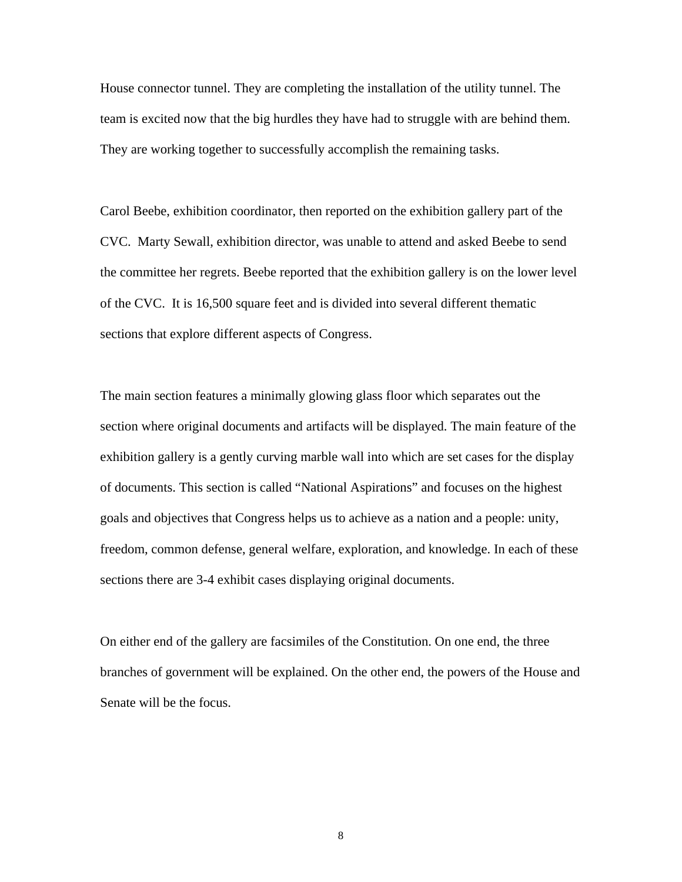House connector tunnel. They are completing the installation of the utility tunnel. The team is excited now that the big hurdles they have had to struggle with are behind them. They are working together to successfully accomplish the remaining tasks.

Carol Beebe, exhibition coordinator, then reported on the exhibition gallery part of the CVC. Marty Sewall, exhibition director, was unable to attend and asked Beebe to send the committee her regrets. Beebe reported that the exhibition gallery is on the lower level of the CVC. It is 16,500 square feet and is divided into several different thematic sections that explore different aspects of Congress.

The main section features a minimally glowing glass floor which separates out the section where original documents and artifacts will be displayed. The main feature of the exhibition gallery is a gently curving marble wall into which are set cases for the display of documents. This section is called "National Aspirations" and focuses on the highest goals and objectives that Congress helps us to achieve as a nation and a people: unity, freedom, common defense, general welfare, exploration, and knowledge. In each of these sections there are 3-4 exhibit cases displaying original documents.

On either end of the gallery are facsimiles of the Constitution. On one end, the three branches of government will be explained. On the other end, the powers of the House and Senate will be the focus.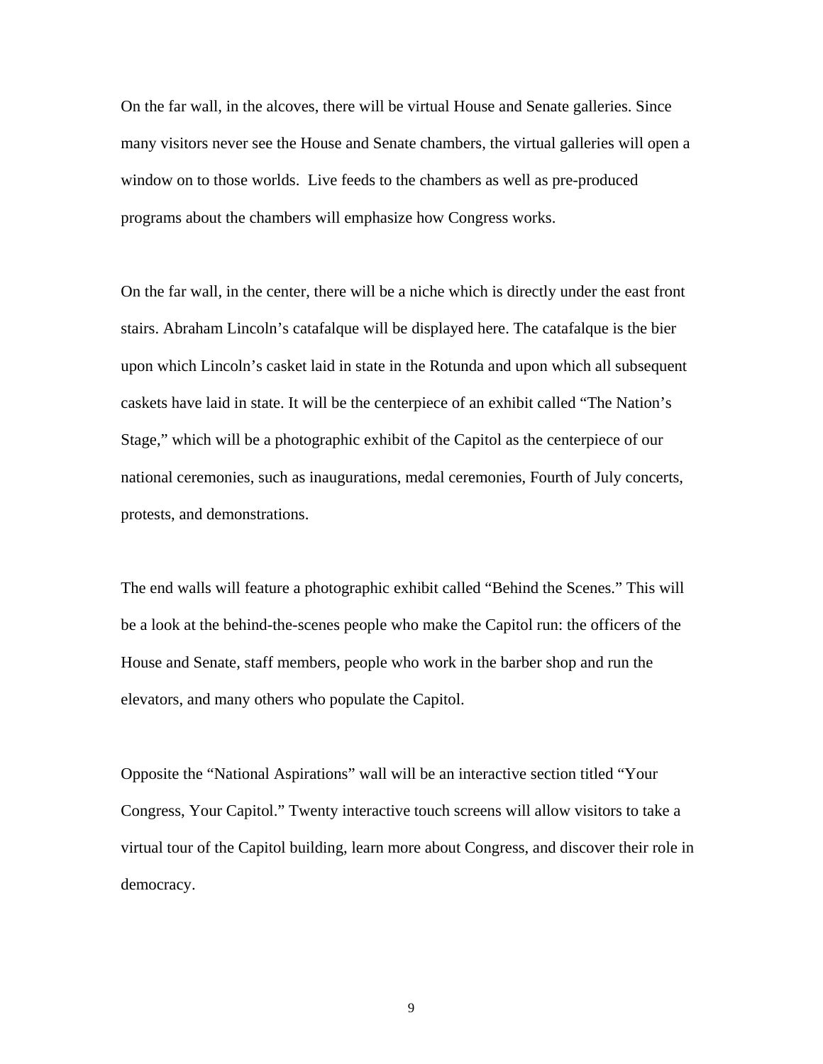On the far wall, in the alcoves, there will be virtual House and Senate galleries. Since many visitors never see the House and Senate chambers, the virtual galleries will open a window on to those worlds. Live feeds to the chambers as well as pre-produced programs about the chambers will emphasize how Congress works.

On the far wall, in the center, there will be a niche which is directly under the east front stairs. Abraham Lincoln's catafalque will be displayed here. The catafalque is the bier upon which Lincoln's casket laid in state in the Rotunda and upon which all subsequent caskets have laid in state. It will be the centerpiece of an exhibit called "The Nation's Stage," which will be a photographic exhibit of the Capitol as the centerpiece of our national ceremonies, such as inaugurations, medal ceremonies, Fourth of July concerts, protests, and demonstrations.

The end walls will feature a photographic exhibit called "Behind the Scenes." This will be a look at the behind-the-scenes people who make the Capitol run: the officers of the House and Senate, staff members, people who work in the barber shop and run the elevators, and many others who populate the Capitol.

Opposite the "National Aspirations" wall will be an interactive section titled "Your Congress, Your Capitol." Twenty interactive touch screens will allow visitors to take a virtual tour of the Capitol building, learn more about Congress, and discover their role in democracy.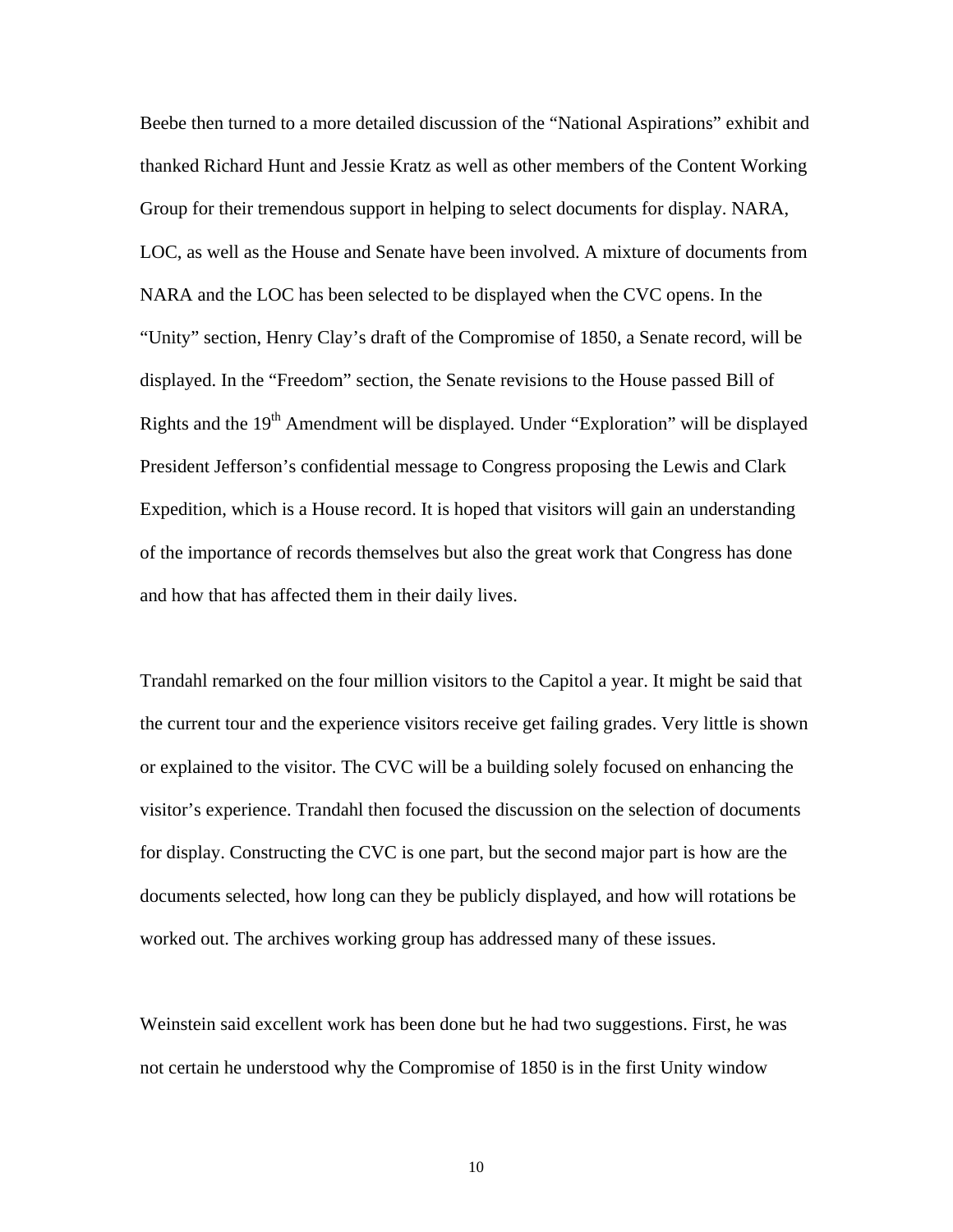Beebe then turned to a more detailed discussion of the "National Aspirations" exhibit and thanked Richard Hunt and Jessie Kratz as well as other members of the Content Working Group for their tremendous support in helping to select documents for display. NARA, LOC, as well as the House and Senate have been involved. A mixture of documents from NARA and the LOC has been selected to be displayed when the CVC opens. In the "Unity" section, Henry Clay's draft of the Compromise of 1850, a Senate record, will be displayed. In the "Freedom" section, the Senate revisions to the House passed Bill of Rights and the 19th Amendment will be displayed. Under "Exploration" will be displayed President Jefferson's confidential message to Congress proposing the Lewis and Clark Expedition, which is a House record. It is hoped that visitors will gain an understanding of the importance of records themselves but also the great work that Congress has done and how that has affected them in their daily lives.

Trandahl remarked on the four million visitors to the Capitol a year. It might be said that the current tour and the experience visitors receive get failing grades. Very little is shown or explained to the visitor. The CVC will be a building solely focused on enhancing the visitor's experience. Trandahl then focused the discussion on the selection of documents for display. Constructing the CVC is one part, but the second major part is how are the documents selected, how long can they be publicly displayed, and how will rotations be worked out. The archives working group has addressed many of these issues.

Weinstein said excellent work has been done but he had two suggestions. First, he was not certain he understood why the Compromise of 1850 is in the first Unity window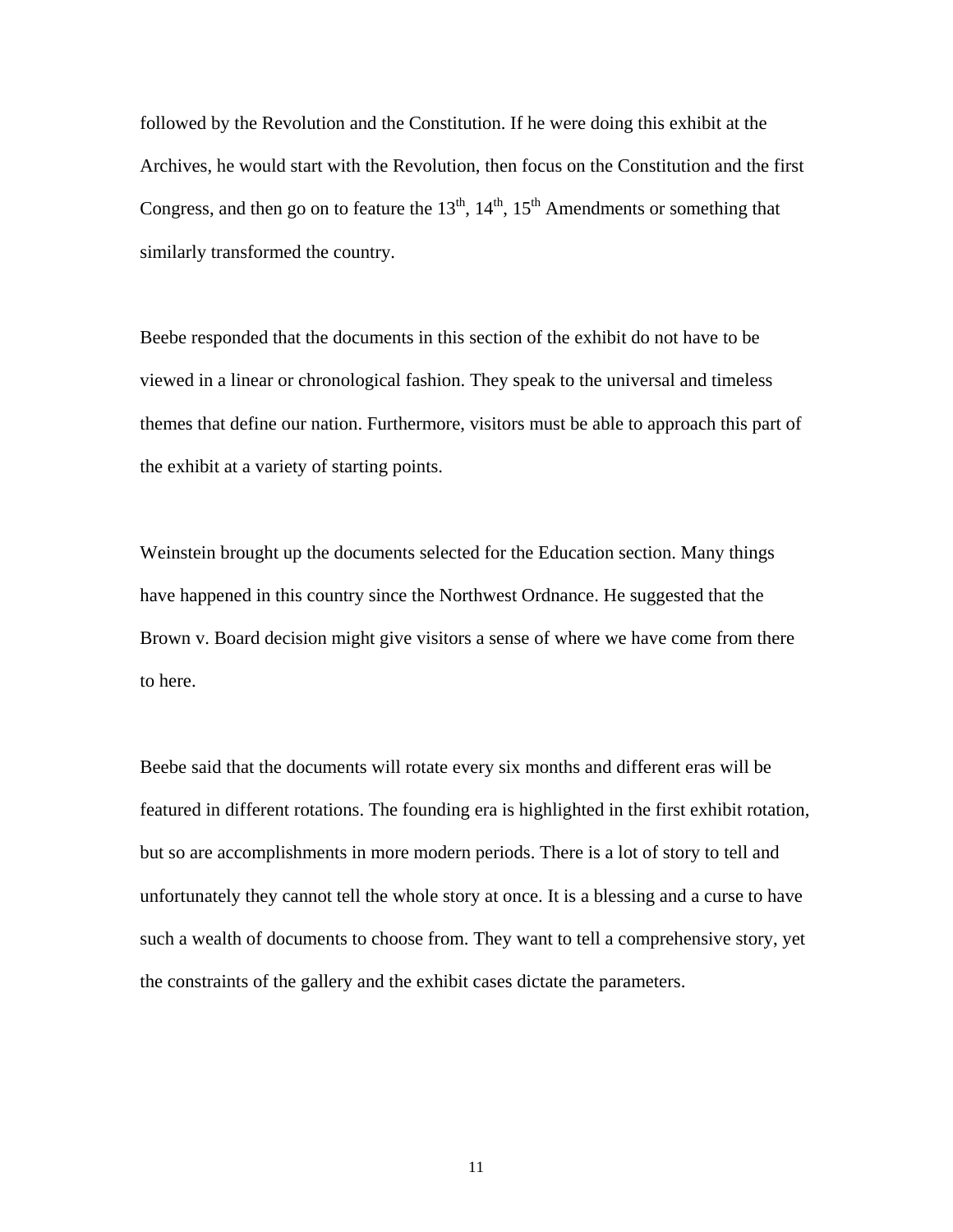followed by the Revolution and the Constitution. If he were doing this exhibit at the Archives, he would start with the Revolution, then focus on the Constitution and the first Congress, and then go on to feature the 13th, 14th, 15th Amendments or something that similarly transformed the country.

Beebe responded that the documents in this section of the exhibit do not have to be viewed in a linear or chronological fashion. They speak to the universal and timeless themes that define our nation. Furthermore, visitors must be able to approach this part of the exhibit at a variety of starting points.

Weinstein brought up the documents selected for the Education section. Many things have happened in this country since the Northwest Ordnance. He suggested that the Brown v. Board decision might give visitors a sense of where we have come from there to here.

Beebe said that the documents will rotate every six months and different eras will be featured in different rotations. The founding era is highlighted in the first exhibit rotation, but so are accomplishments in more modern periods. There is a lot of story to tell and unfortunately they cannot tell the whole story at once. It is a blessing and a curse to have such a wealth of documents to choose from. They want to tell a comprehensive story, yet the constraints of the gallery and the exhibit cases dictate the parameters.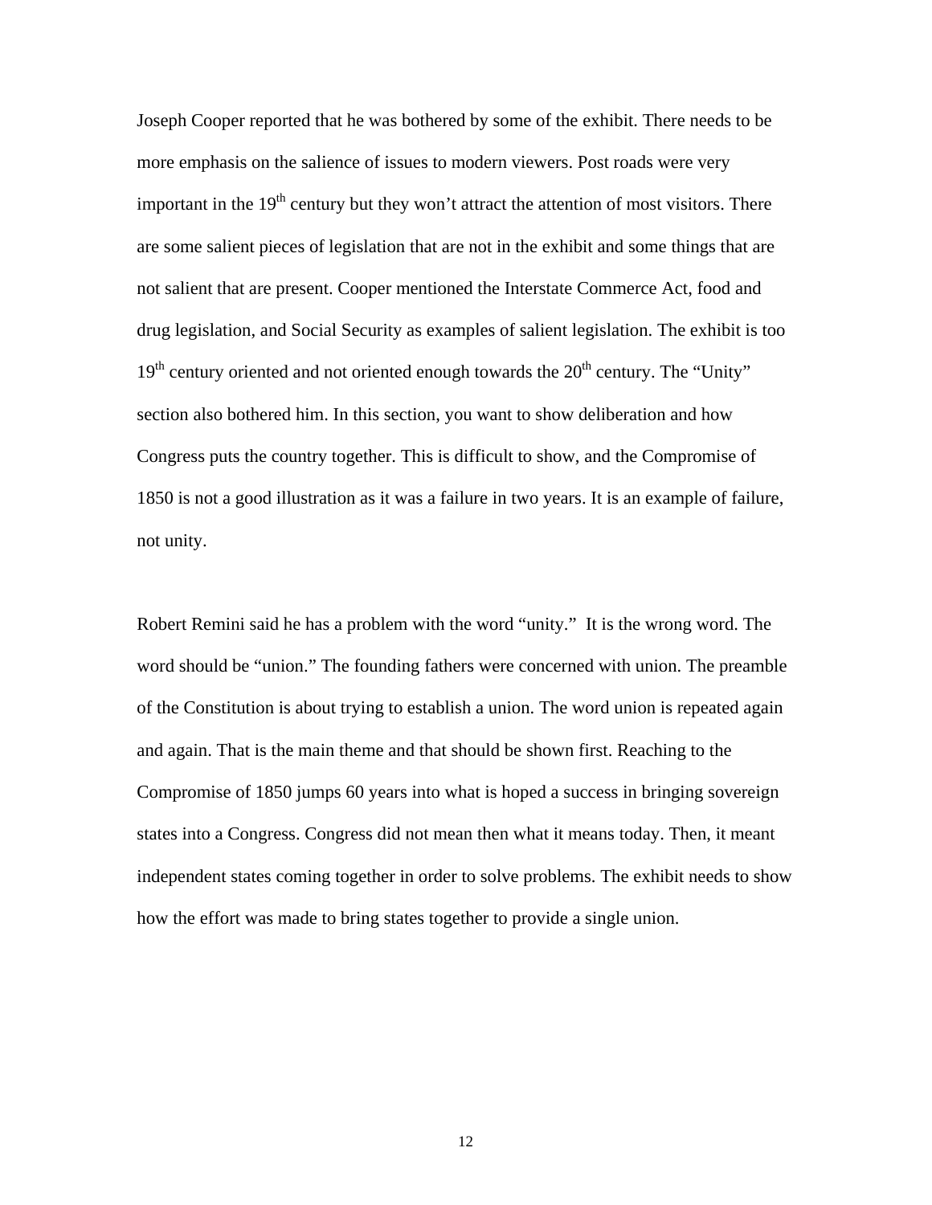Joseph Cooper reported that he was bothered by some of the exhibit. There needs to be more emphasis on the salience of issues to modern viewers. Post roads were very important in the $19^{th}$ century but they won't attract the attention of most visitors. There are some salient pieces of legislation that are not in the exhibit and some things that are not salient that are present. Cooper mentioned the Interstate Commerce Act, food and drug legislation, and Social Security as examples of salient legislation. The exhibit is too $19^{th}$ century oriented and not oriented enough towards the $20^{th}$ century. The "Unity" section also bothered him. In this section, you want to show deliberation and how Congress puts the country together. This is difficult to show, and the Compromise of 1850 is not a good illustration as it was a failure in two years. It is an example of failure, not unity.

Robert Remini said he has a problem with the word "unity." It is the wrong word. The word should be "union." The founding fathers were concerned with union. The preamble of the Constitution is about trying to establish a union. The word union is repeated again and again. That is the main theme and that should be shown first. Reaching to the Compromise of 1850 jumps 60 years into what is hoped a success in bringing sovereign states into a Congress. Congress did not mean then what it means today. Then, it meant independent states coming together in order to solve problems. The exhibit needs to show how the effort was made to bring states together to provide a single union.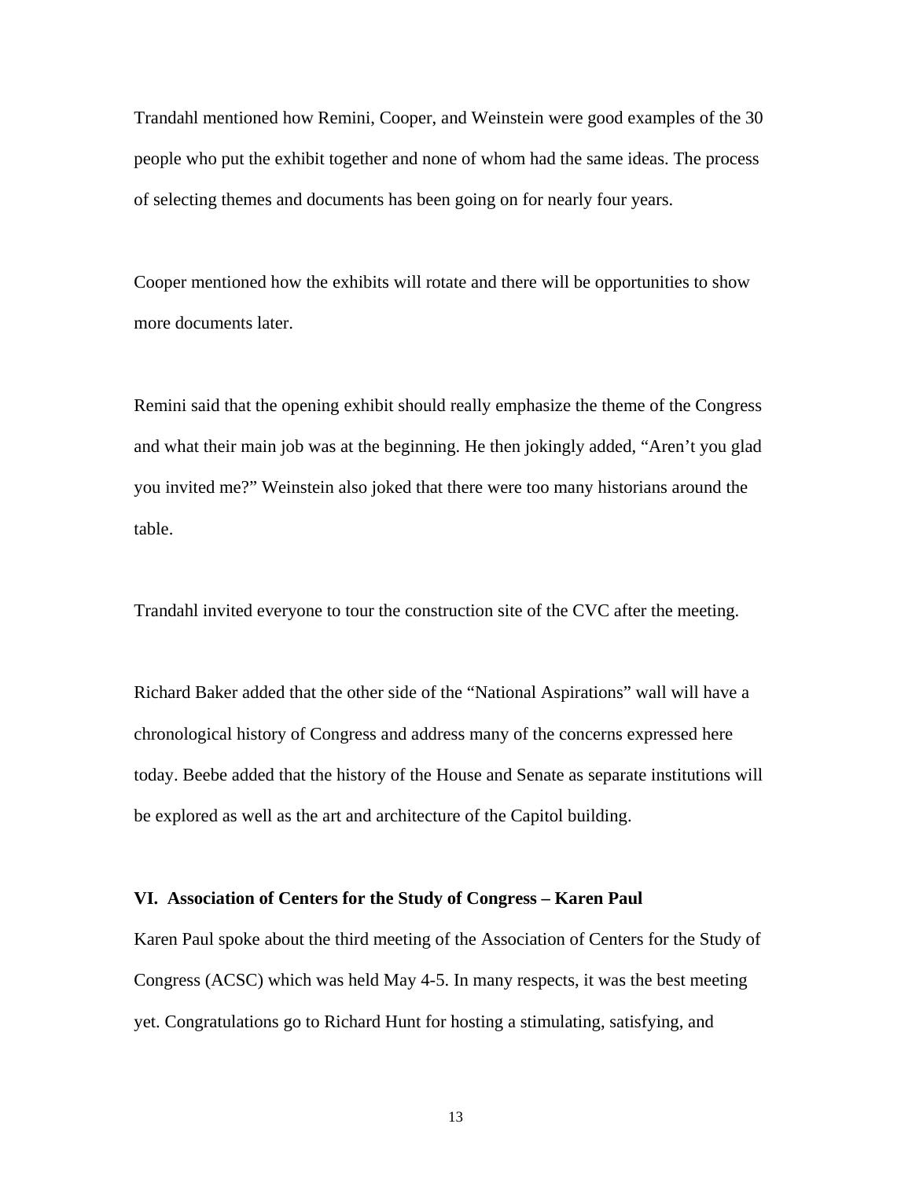Trandahl mentioned how Remini, Cooper, and Weinstein were good examples of the 30 people who put the exhibit together and none of whom had the same ideas. The process of selecting themes and documents has been going on for nearly four years.

Cooper mentioned how the exhibits will rotate and there will be opportunities to show more documents later.

Remini said that the opening exhibit should really emphasize the theme of the Congress and what their main job was at the beginning. He then jokingly added, "Aren't you glad you invited me?" Weinstein also joked that there were too many historians around the table.

Trandahl invited everyone to tour the construction site of the CVC after the meeting.

Richard Baker added that the other side of the "National Aspirations" wall will have a chronological history of Congress and address many of the concerns expressed here today. Beebe added that the history of the House and Senate as separate institutions will be explored as well as the art and architecture of the Capitol building.

**VI. Association of Centers for the Study of Congress – Karen Paul**

Karen Paul spoke about the third meeting of the Association of Centers for the Study of Congress (ACSC) which was held May 4-5. In many respects, it was the best meeting yet. Congratulations go to Richard Hunt for hosting a stimulating, satisfying, and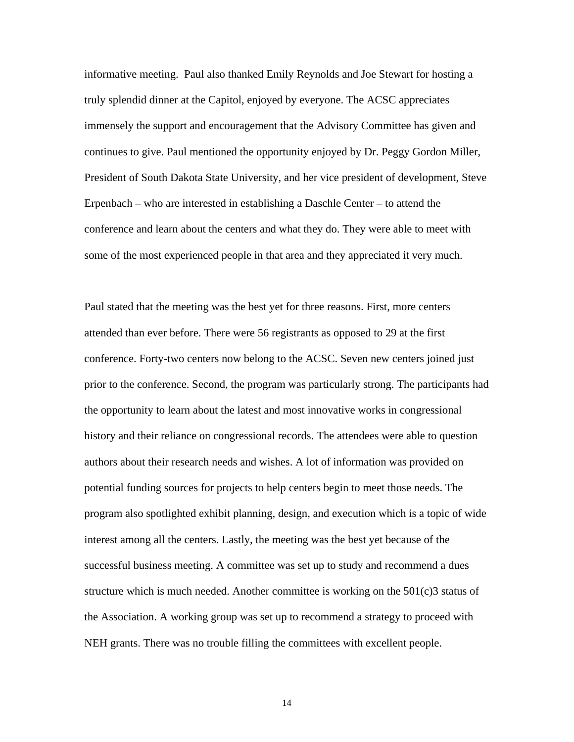informative meeting. Paul also thanked Emily Reynolds and Joe Stewart for hosting a truly splendid dinner at the Capitol, enjoyed by everyone. The ACSC appreciates immensely the support and encouragement that the Advisory Committee has given and continues to give. Paul mentioned the opportunity enjoyed by Dr. Peggy Gordon Miller, President of South Dakota State University, and her vice president of development, Steve Erpenbach – who are interested in establishing a Daschle Center – to attend the conference and learn about the centers and what they do. They were able to meet with some of the most experienced people in that area and they appreciated it very much.

Paul stated that the meeting was the best yet for three reasons. First, more centers attended than ever before. There were 56 registrants as opposed to 29 at the first conference. Forty-two centers now belong to the ACSC. Seven new centers joined just prior to the conference. Second, the program was particularly strong. The participants had the opportunity to learn about the latest and most innovative works in congressional history and their reliance on congressional records. The attendees were able to question authors about their research needs and wishes. A lot of information was provided on potential funding sources for projects to help centers begin to meet those needs. The program also spotlighted exhibit planning, design, and execution which is a topic of wide interest among all the centers. Lastly, the meeting was the best yet because of the successful business meeting. A committee was set up to study and recommend a dues structure which is much needed. Another committee is working on the 501(c)3 status of the Association. A working group was set up to recommend a strategy to proceed with NEH grants. There was no trouble filling the committees with excellent people.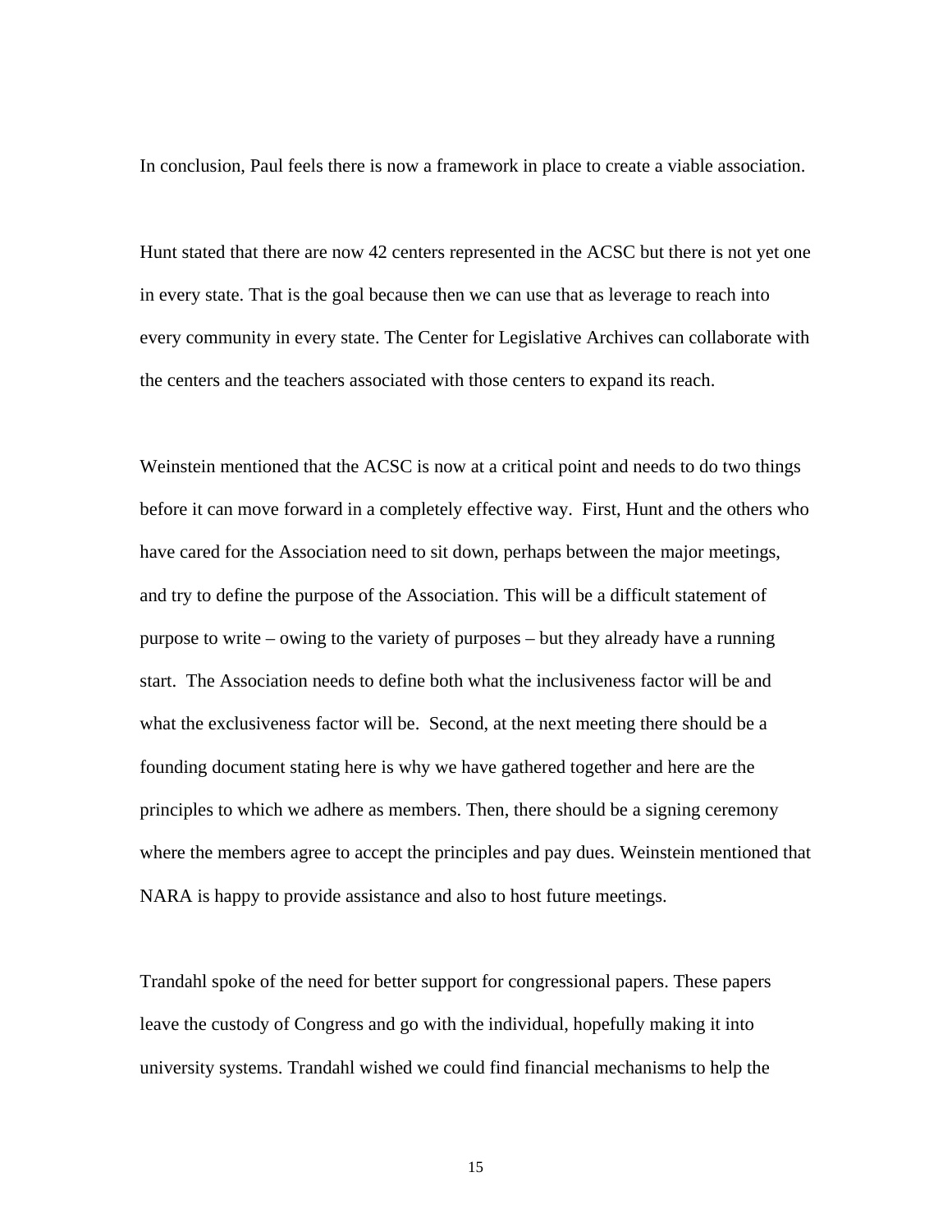In conclusion, Paul feels there is now a framework in place to create a viable association.

Hunt stated that there are now 42 centers represented in the ACSC but there is not yet one in every state. That is the goal because then we can use that as leverage to reach into every community in every state. The Center for Legislative Archives can collaborate with the centers and the teachers associated with those centers to expand its reach.

Weinstein mentioned that the ACSC is now at a critical point and needs to do two things before it can move forward in a completely effective way. First, Hunt and the others who have cared for the Association need to sit down, perhaps between the major meetings, and try to define the purpose of the Association. This will be a difficult statement of purpose to write – owing to the variety of purposes – but they already have a running start. The Association needs to define both what the inclusiveness factor will be and what the exclusiveness factor will be. Second, at the next meeting there should be a founding document stating here is why we have gathered together and here are the principles to which we adhere as members. Then, there should be a signing ceremony where the members agree to accept the principles and pay dues. Weinstein mentioned that NARA is happy to provide assistance and also to host future meetings.

Trandahl spoke of the need for better support for congressional papers. These papers leave the custody of Congress and go with the individual, hopefully making it into university systems. Trandahl wished we could find financial mechanisms to help the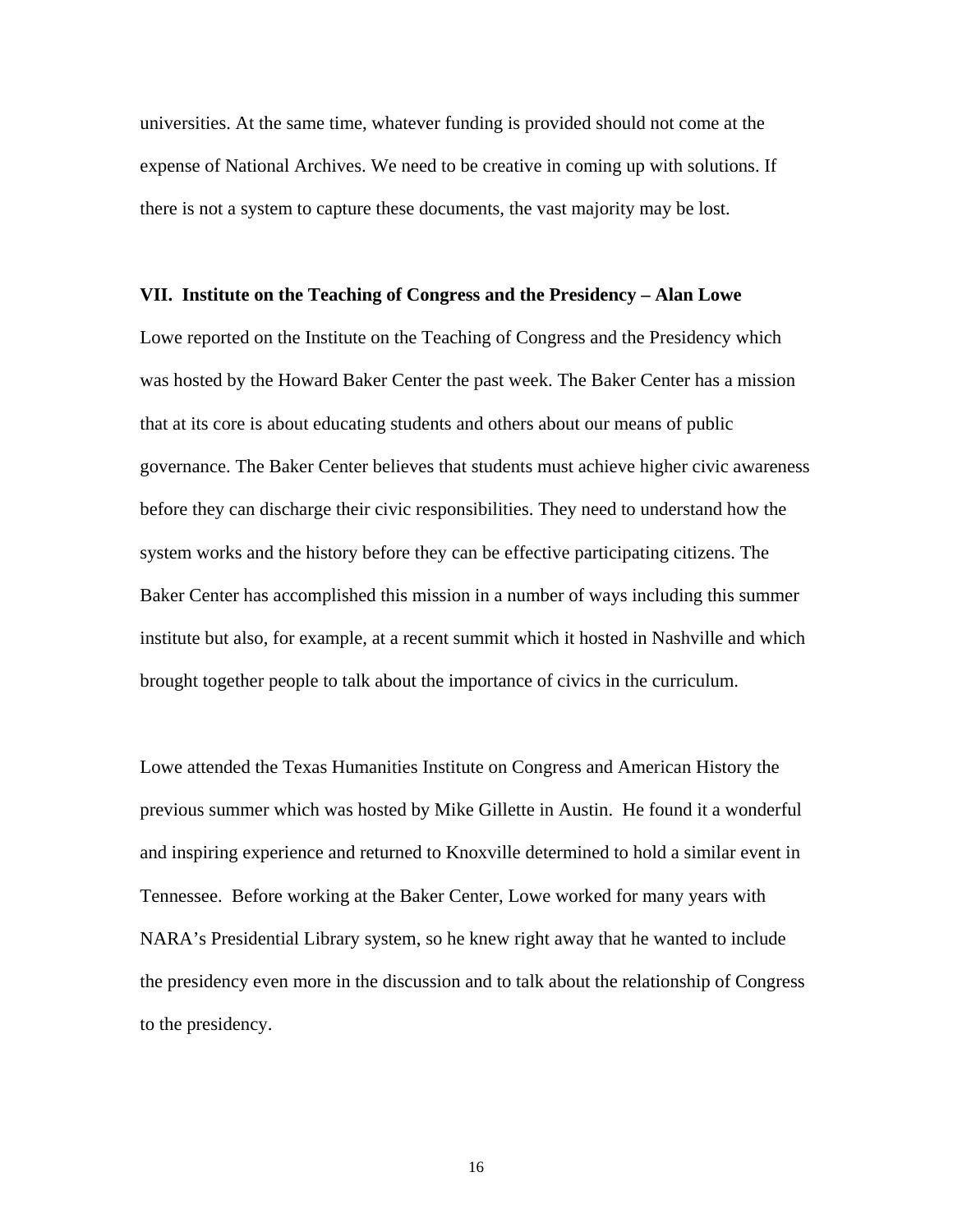universities. At the same time, whatever funding is provided should not come at the expense of National Archives. We need to be creative in coming up with solutions. If there is not a system to capture these documents, the vast majority may be lost.

**VII. Institute on the Teaching of Congress and the Presidency – Alan Lowe**

Lowe reported on the Institute on the Teaching of Congress and the Presidency which was hosted by the Howard Baker Center the past week. The Baker Center has a mission that at its core is about educating students and others about our means of public governance. The Baker Center believes that students must achieve higher civic awareness before they can discharge their civic responsibilities. They need to understand how the system works and the history before they can be effective participating citizens. The Baker Center has accomplished this mission in a number of ways including this summer institute but also, for example, at a recent summit which it hosted in Nashville and which brought together people to talk about the importance of civics in the curriculum.

Lowe attended the Texas Humanities Institute on Congress and American History the previous summer which was hosted by Mike Gillette in Austin. He found it a wonderful and inspiring experience and returned to Knoxville determined to hold a similar event in Tennessee. Before working at the Baker Center, Lowe worked for many years with NARA's Presidential Library system, so he knew right away that he wanted to include the presidency even more in the discussion and to talk about the relationship of Congress to the presidency.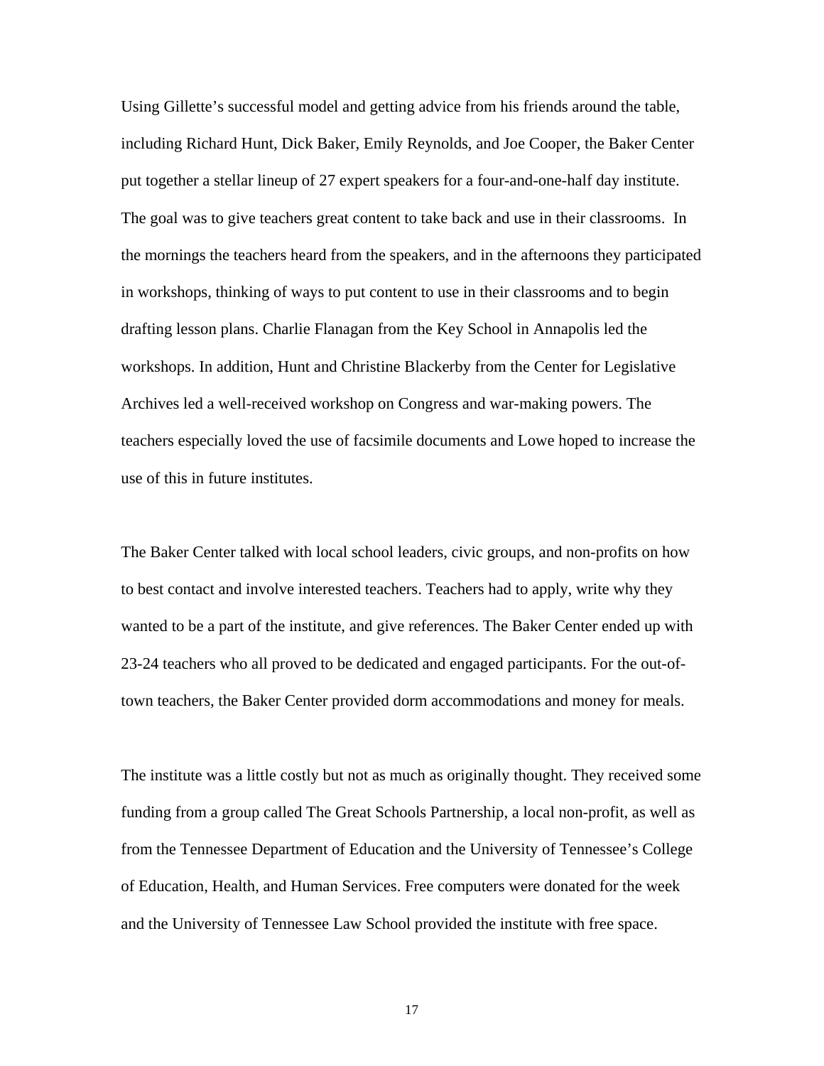Using Gillette's successful model and getting advice from his friends around the table, including Richard Hunt, Dick Baker, Emily Reynolds, and Joe Cooper, the Baker Center put together a stellar lineup of 27 expert speakers for a four-and-one-half day institute. The goal was to give teachers great content to take back and use in their classrooms. In the mornings the teachers heard from the speakers, and in the afternoons they participated in workshops, thinking of ways to put content to use in their classrooms and to begin drafting lesson plans. Charlie Flanagan from the Key School in Annapolis led the workshops. In addition, Hunt and Christine Blackerby from the Center for Legislative Archives led a well-received workshop on Congress and war-making powers. The teachers especially loved the use of facsimile documents and Lowe hoped to increase the use of this in future institutes.

The Baker Center talked with local school leaders, civic groups, and non-profits on how to best contact and involve interested teachers. Teachers had to apply, write why they wanted to be a part of the institute, and give references. The Baker Center ended up with 23-24 teachers who all proved to be dedicated and engaged participants. For the out-of-town teachers, the Baker Center provided dorm accommodations and money for meals.

The institute was a little costly but not as much as originally thought. They received some funding from a group called The Great Schools Partnership, a local non-profit, as well as from the Tennessee Department of Education and the University of Tennessee's College of Education, Health, and Human Services. Free computers were donated for the week and the University of Tennessee Law School provided the institute with free space.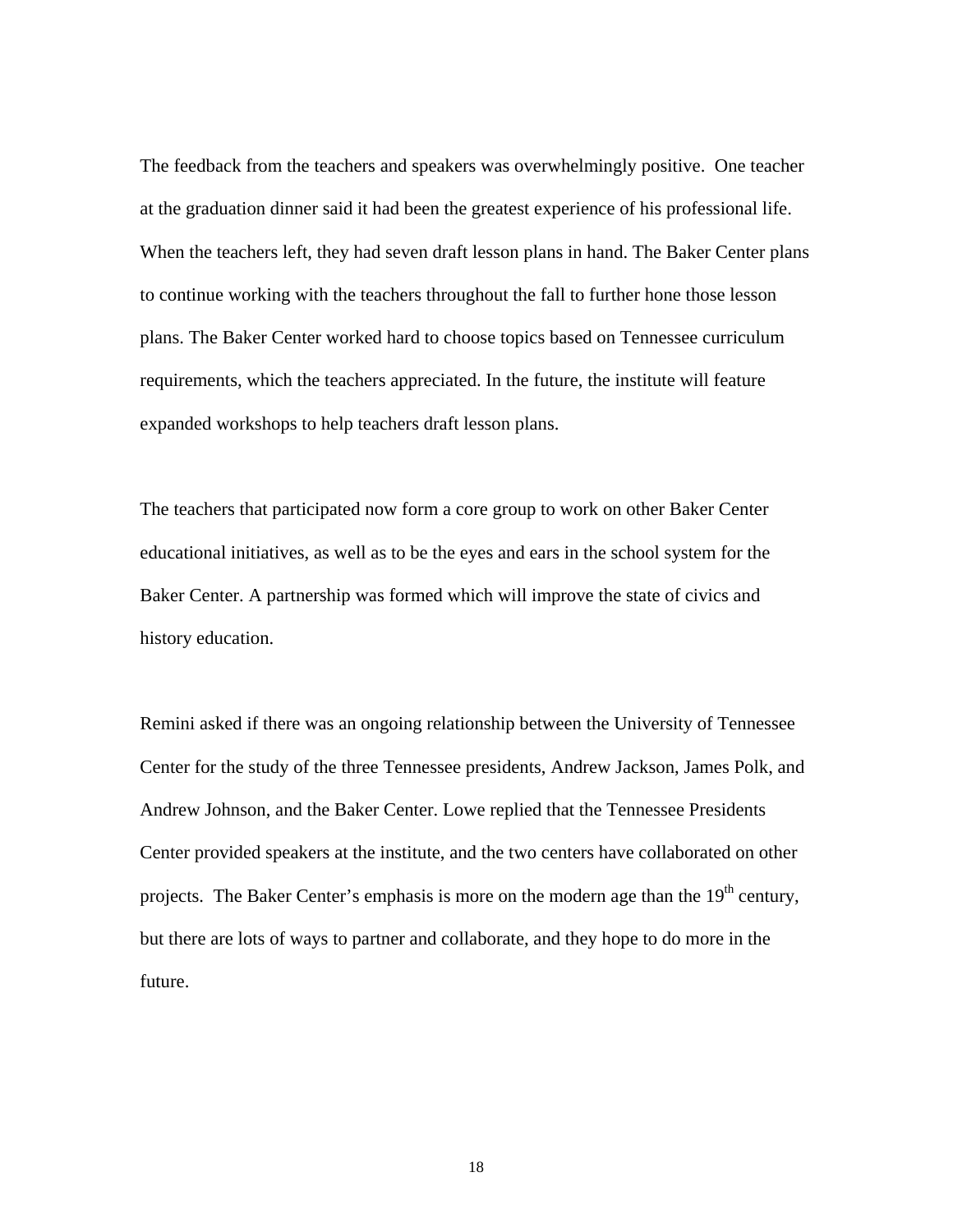The feedback from the teachers and speakers was overwhelmingly positive. One teacher at the graduation dinner said it had been the greatest experience of his professional life. When the teachers left, they had seven draft lesson plans in hand. The Baker Center plans to continue working with the teachers throughout the fall to further hone those lesson plans. The Baker Center worked hard to choose topics based on Tennessee curriculum requirements, which the teachers appreciated. In the future, the institute will feature expanded workshops to help teachers draft lesson plans.

The teachers that participated now form a core group to work on other Baker Center educational initiatives, as well as to be the eyes and ears in the school system for the Baker Center. A partnership was formed which will improve the state of civics and history education.

Remini asked if there was an ongoing relationship between the University of Tennessee Center for the study of the three Tennessee presidents, Andrew Jackson, James Polk, and Andrew Johnson, and the Baker Center. Lowe replied that the Tennessee Presidents Center provided speakers at the institute, and the two centers have collaborated on other projects. The Baker Center's emphasis is more on the modern age than the 19th century, but there are lots of ways to partner and collaborate, and they hope to do more in the future.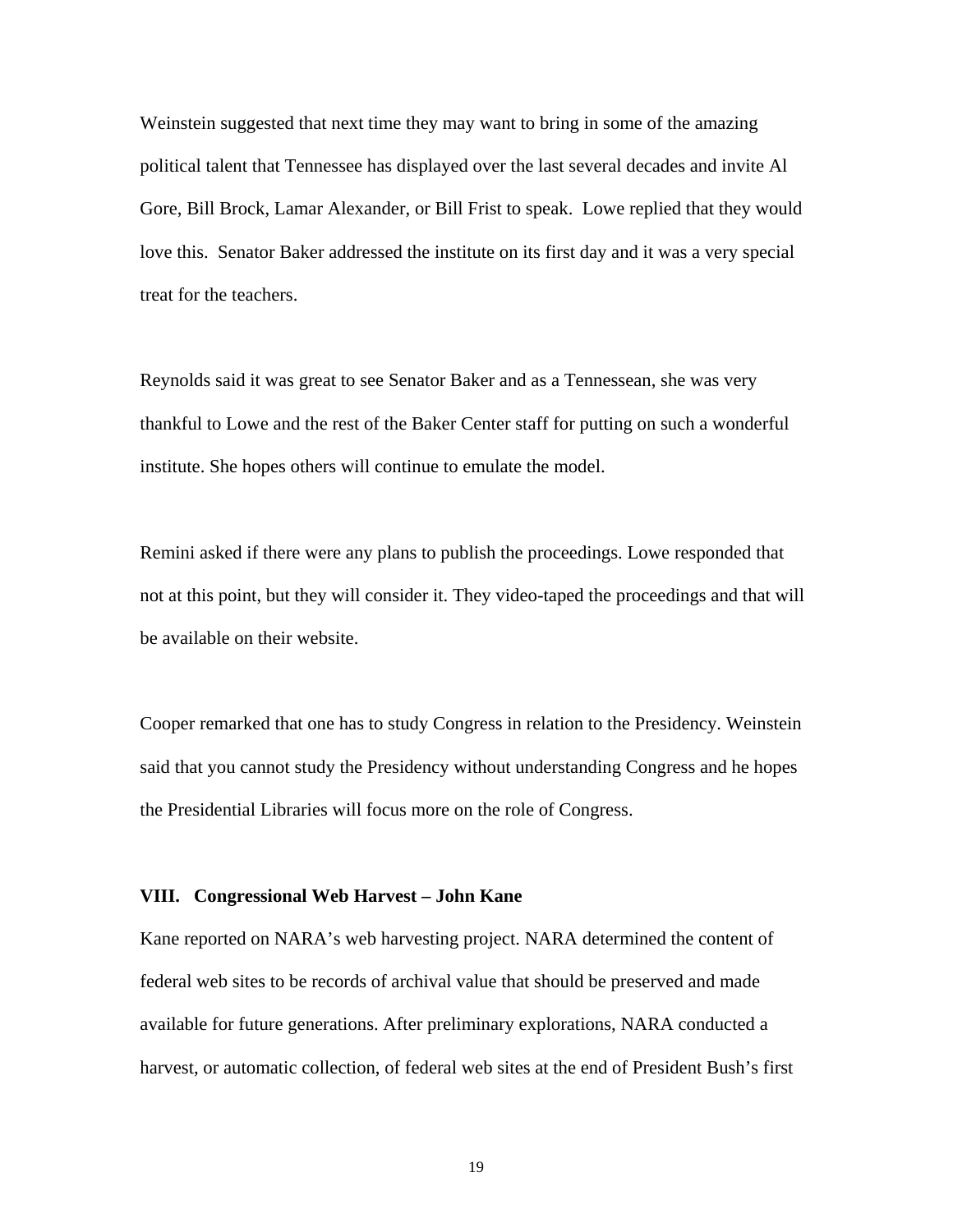Weinstein suggested that next time they may want to bring in some of the amazing political talent that Tennessee has displayed over the last several decades and invite Al Gore, Bill Brock, Lamar Alexander, or Bill Frist to speak. Lowe replied that they would love this. Senator Baker addressed the institute on its first day and it was a very special treat for the teachers.

Reynolds said it was great to see Senator Baker and as a Tennessean, she was very thankful to Lowe and the rest of the Baker Center staff for putting on such a wonderful institute. She hopes others will continue to emulate the model.

Remini asked if there were any plans to publish the proceedings. Lowe responded that not at this point, but they will consider it. They video-taped the proceedings and that will be available on their website.

Cooper remarked that one has to study Congress in relation to the Presidency. Weinstein said that you cannot study the Presidency without understanding Congress and he hopes the Presidential Libraries will focus more on the role of Congress.

### VIII. Congressional Web Harvest – John Kane

Kane reported on NARA's web harvesting project. NARA determined the content of federal web sites to be records of archival value that should be preserved and made available for future generations. After preliminary explorations, NARA conducted a harvest, or automatic collection, of federal web sites at the end of President Bush's first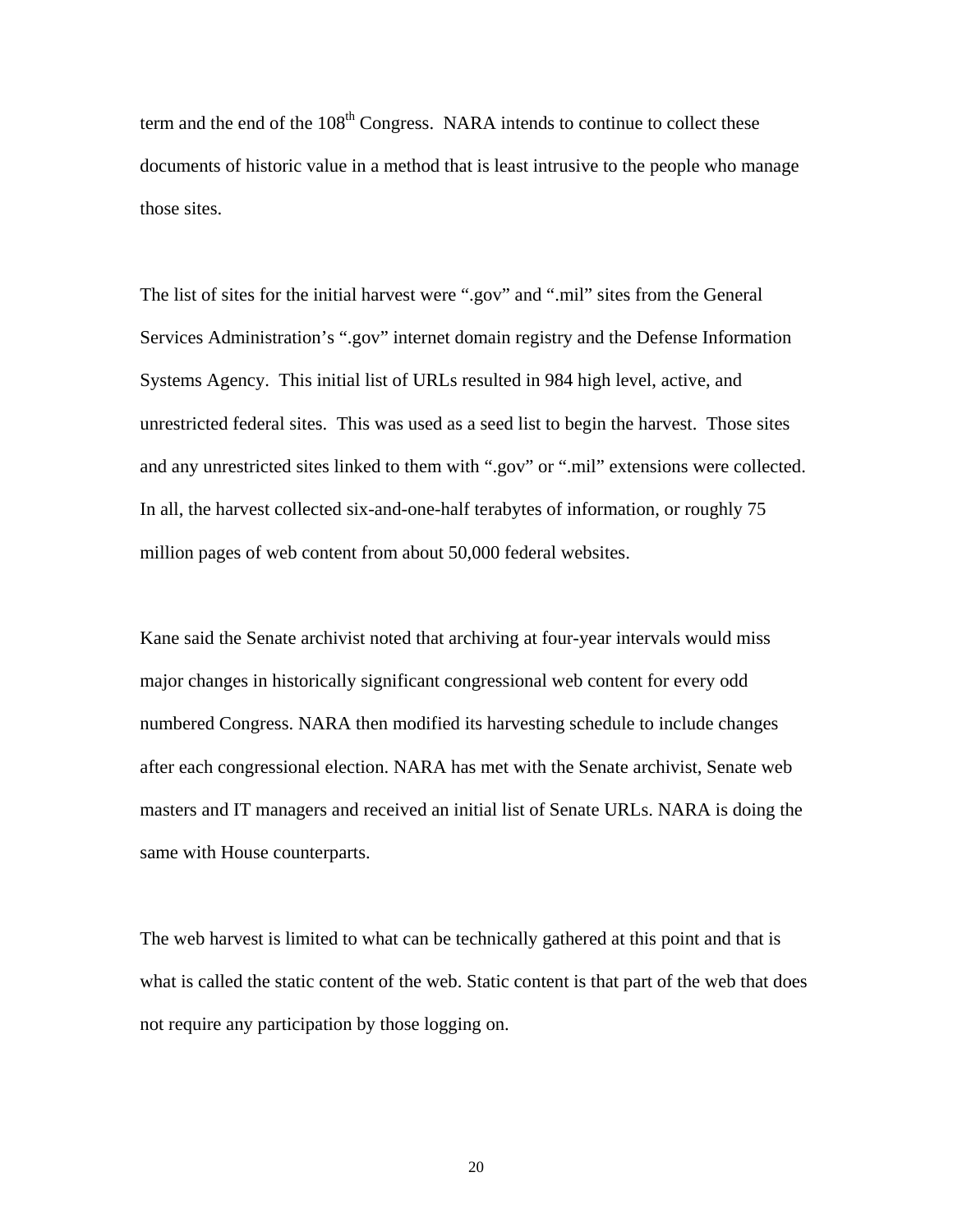term and the end of the 108th Congress. NARA intends to continue to collect these documents of historic value in a method that is least intrusive to the people who manage those sites.

The list of sites for the initial harvest were ".gov" and ".mil" sites from the General Services Administration's ".gov" internet domain registry and the Defense Information Systems Agency. This initial list of URLs resulted in 984 high level, active, and unrestricted federal sites. This was used as a seed list to begin the harvest. Those sites and any unrestricted sites linked to them with ".gov" or ".mil" extensions were collected. In all, the harvest collected six-and-one-half terabytes of information, or roughly 75 million pages of web content from about 50,000 federal websites.

Kane said the Senate archivist noted that archiving at four-year intervals would miss major changes in historically significant congressional web content for every odd numbered Congress. NARA then modified its harvesting schedule to include changes after each congressional election. NARA has met with the Senate archivist, Senate web masters and IT managers and received an initial list of Senate URLs. NARA is doing the same with House counterparts.

The web harvest is limited to what can be technically gathered at this point and that is what is called the static content of the web. Static content is that part of the web that does not require any participation by those logging on.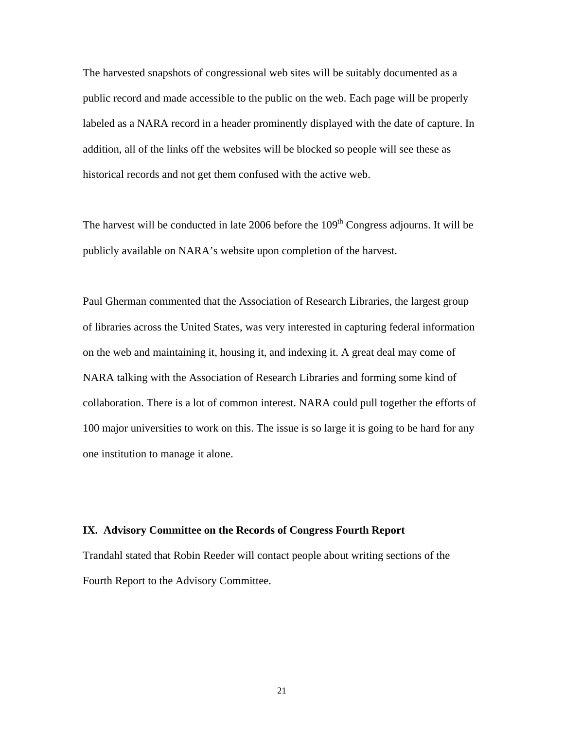The harvested snapshots of congressional web sites will be suitably documented as a public record and made accessible to the public on the web. Each page will be properly labeled as a NARA record in a header prominently displayed with the date of capture. In addition, all of the links off the websites will be blocked so people will see these as historical records and not get them confused with the active web.

The harvest will be conducted in late 2006 before the 109th Congress adjourns. It will be publicly available on NARA's website upon completion of the harvest.

Paul Gherman commented that the Association of Research Libraries, the largest group of libraries across the United States, was very interested in capturing federal information on the web and maintaining it, housing it, and indexing it. A great deal may come of NARA talking with the Association of Research Libraries and forming some kind of collaboration. There is a lot of common interest. NARA could pull together the efforts of 100 major universities to work on this. The issue is so large it is going to be hard for any one institution to manage it alone.

## IX. Advisory Committee on the Records of Congress Fourth Report

Trandahl stated that Robin Reeder will contact people about writing sections of the Fourth Report to the Advisory Committee.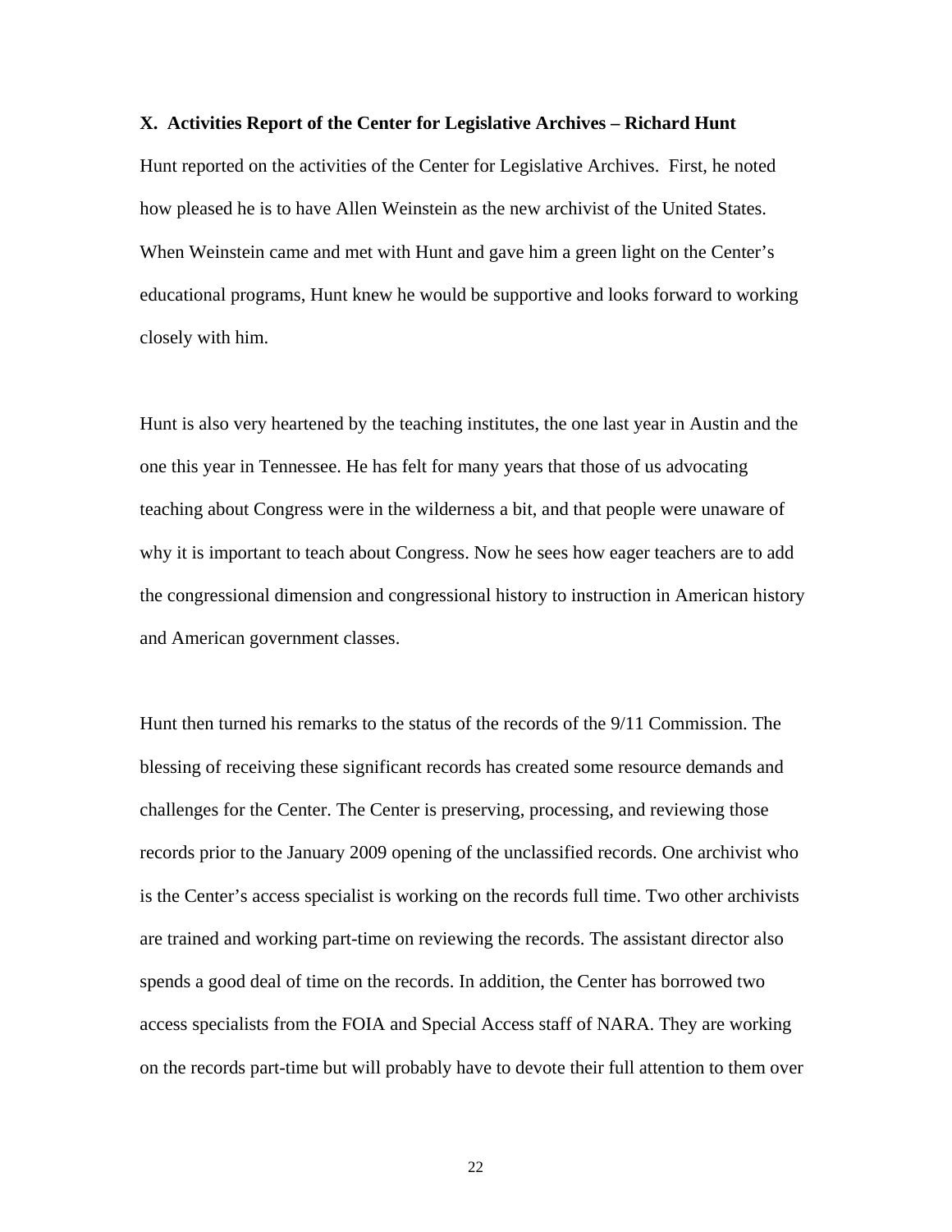**X. Activities Report of the Center for Legislative Archives – Richard Hunt**

Hunt reported on the activities of the Center for Legislative Archives. First, he noted how pleased he is to have Allen Weinstein as the new archivist of the United States. When Weinstein came and met with Hunt and gave him a green light on the Center's educational programs, Hunt knew he would be supportive and looks forward to working closely with him.

Hunt is also very heartened by the teaching institutes, the one last year in Austin and the one this year in Tennessee. He has felt for many years that those of us advocating teaching about Congress were in the wilderness a bit, and that people were unaware of why it is important to teach about Congress. Now he sees how eager teachers are to add the congressional dimension and congressional history to instruction in American history and American government classes.

Hunt then turned his remarks to the status of the records of the 9/11 Commission. The blessing of receiving these significant records has created some resource demands and challenges for the Center. The Center is preserving, processing, and reviewing those records prior to the January 2009 opening of the unclassified records. One archivist who is the Center's access specialist is working on the records full time. Two other archivists are trained and working part-time on reviewing the records. The assistant director also spends a good deal of time on the records. In addition, the Center has borrowed two access specialists from the FOIA and Special Access staff of NARA. They are working on the records part-time but will probably have to devote their full attention to them over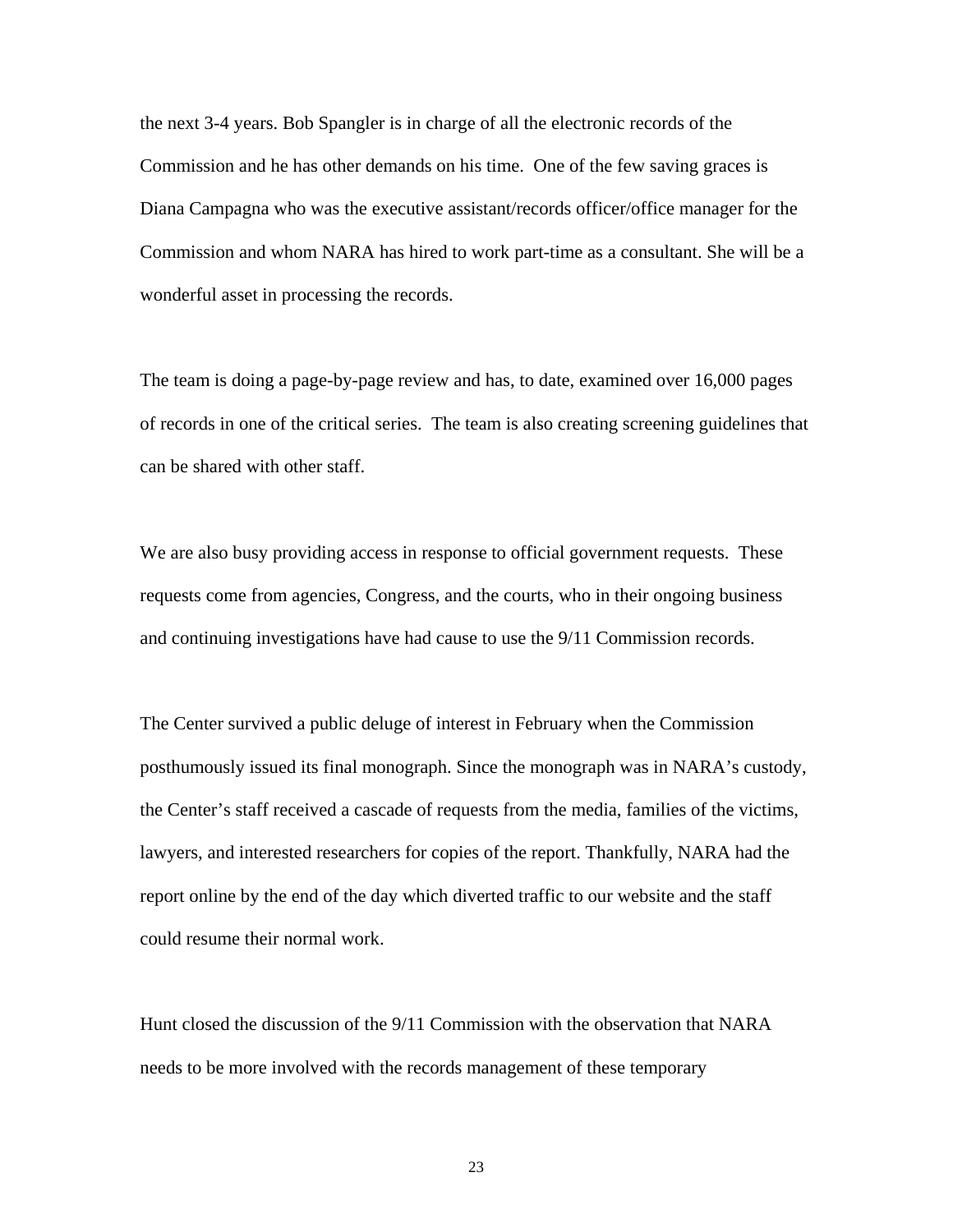the next 3-4 years. Bob Spangler is in charge of all the electronic records of the Commission and he has other demands on his time. One of the few saving graces is Diana Campagna who was the executive assistant/records officer/office manager for the Commission and whom NARA has hired to work part-time as a consultant. She will be a wonderful asset in processing the records.

The team is doing a page-by-page review and has, to date, examined over 16,000 pages of records in one of the critical series. The team is also creating screening guidelines that can be shared with other staff.

We are also busy providing access in response to official government requests. These requests come from agencies, Congress, and the courts, who in their ongoing business and continuing investigations have had cause to use the 9/11 Commission records.

The Center survived a public deluge of interest in February when the Commission posthumously issued its final monograph. Since the monograph was in NARA's custody, the Center's staff received a cascade of requests from the media, families of the victims, lawyers, and interested researchers for copies of the report. Thankfully, NARA had the report online by the end of the day which diverted traffic to our website and the staff could resume their normal work.

Hunt closed the discussion of the 9/11 Commission with the observation that NARA needs to be more involved with the records management of these temporary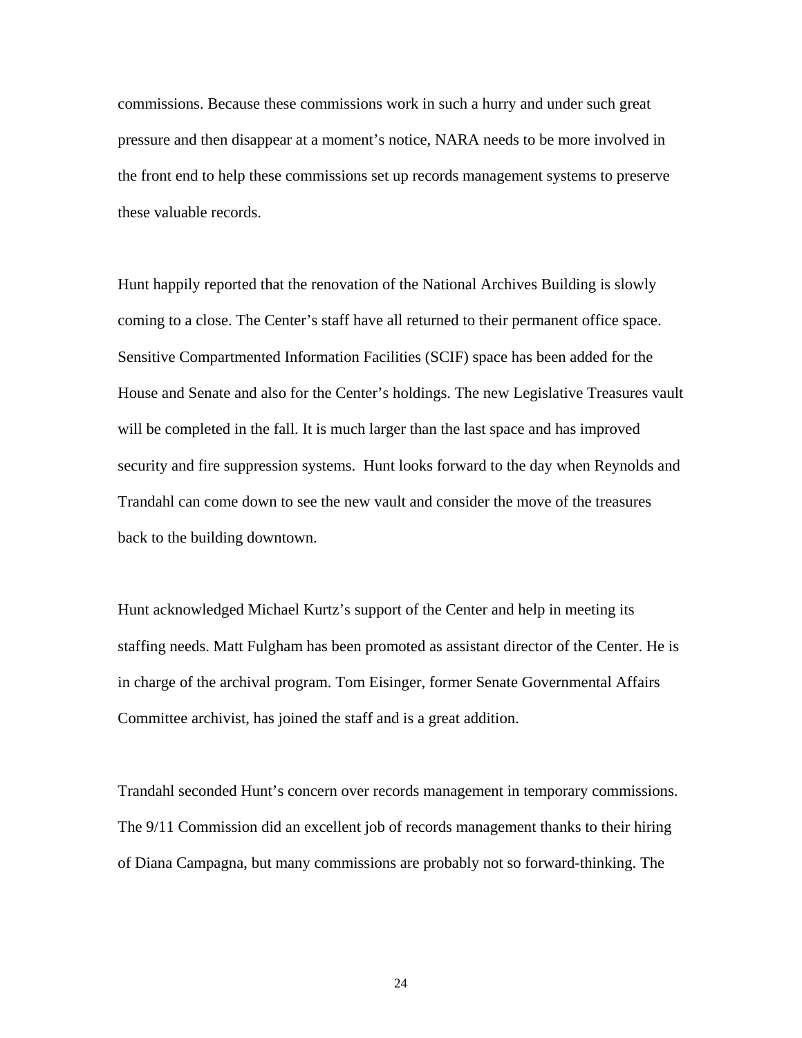commissions. Because these commissions work in such a hurry and under such great pressure and then disappear at a moment's notice, NARA needs to be more involved in the front end to help these commissions set up records management systems to preserve these valuable records.

Hunt happily reported that the renovation of the National Archives Building is slowly coming to a close. The Center's staff have all returned to their permanent office space. Sensitive Compartmented Information Facilities (SCIF) space has been added for the House and Senate and also for the Center's holdings. The new Legislative Treasures vault will be completed in the fall. It is much larger than the last space and has improved security and fire suppression systems. Hunt looks forward to the day when Reynolds and Trandahl can come down to see the new vault and consider the move of the treasures back to the building downtown.

Hunt acknowledged Michael Kurtz's support of the Center and help in meeting its staffing needs. Matt Fulgham has been promoted as assistant director of the Center. He is in charge of the archival program. Tom Eisinger, former Senate Governmental Affairs Committee archivist, has joined the staff and is a great addition.

Trandahl seconded Hunt's concern over records management in temporary commissions. The 9/11 Commission did an excellent job of records management thanks to their hiring of Diana Campagna, but many commissions are probably not so forward-thinking. The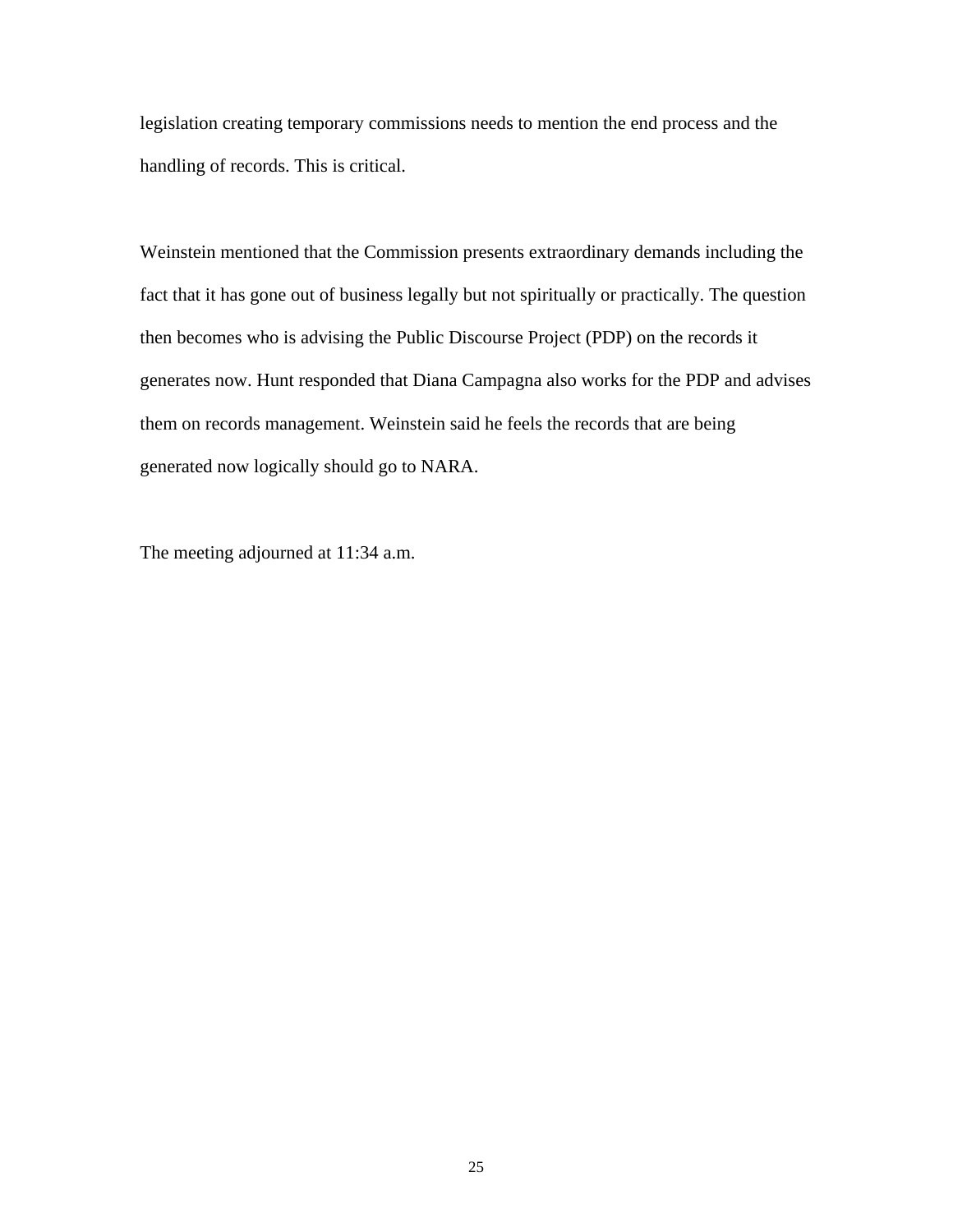legislation creating temporary commissions needs to mention the end process and the handling of records. This is critical.

Weinstein mentioned that the Commission presents extraordinary demands including the fact that it has gone out of business legally but not spiritually or practically. The question then becomes who is advising the Public Discourse Project (PDP) on the records it generates now. Hunt responded that Diana Campagna also works for the PDP and advises them on records management. Weinstein said he feels the records that are being generated now logically should go to NARA.

The meeting adjourned at 11:34 a.m.